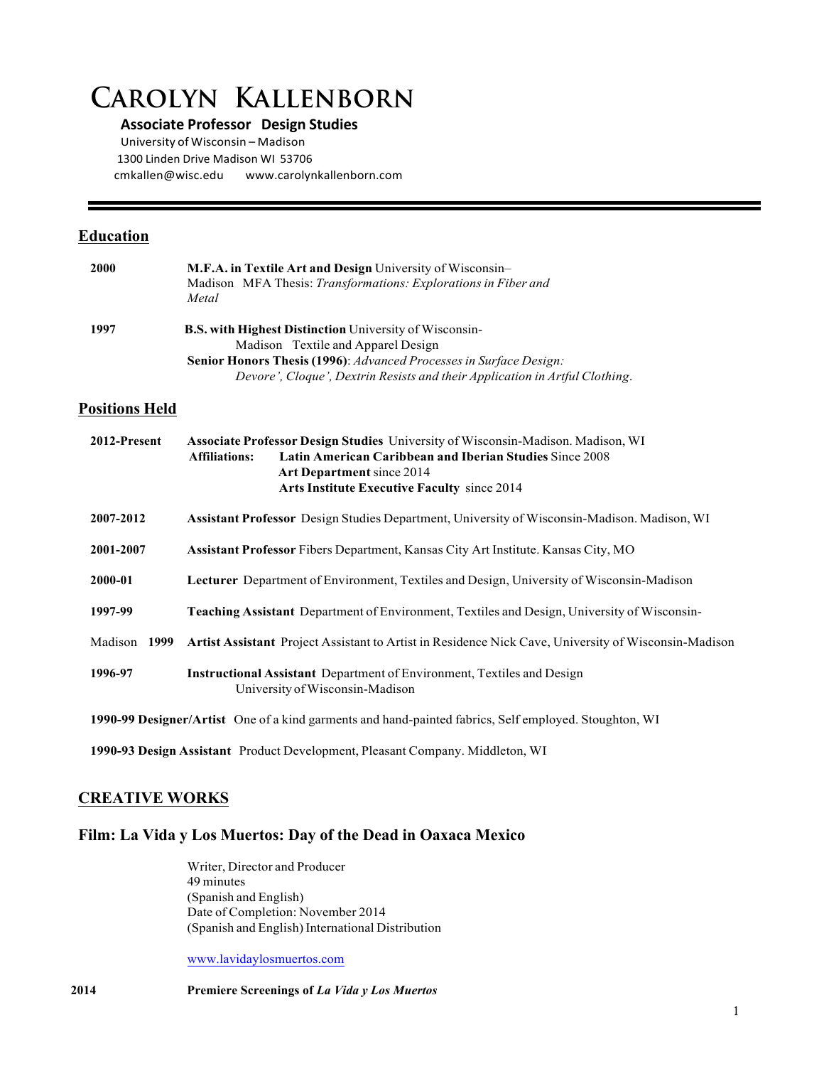# Carolyn Kallenborn

**Associate Professor Design Studies**
University of Wisconsin – Madison
1300 Linden Drive Madison WI 53706
cmkallen@wisc.edu www.carolynkallenborn.com

---

## Education

**2000** **M.F.A. in Textile Art and Design** University of Wisconsin–Madison MFA Thesis: *Transformations: Explorations in Fiber and Metal*

**1997** **B.S. with Highest Distinction** University of Wisconsin-Madison Textile and Apparel Design
**Senior Honors Thesis (1996)**: *Advanced Processes in Surface Design: Devore', Cloque', Dextrin Resists and their Application in Artful Clothing*.

## Positions Held

**2012-Present** **Associate Professor Design Studies** University of Wisconsin-Madison. Madison, WI
**Affiliations:** **Latin American Caribbean and Iberian Studies** Since 2008
**Art Department** since 2014
**Arts Institute Executive Faculty** since 2014

**2007-2012** **Assistant Professor** Design Studies Department, University of Wisconsin-Madison. Madison, WI

**2001-2007** **Assistant Professor** Fibers Department, Kansas City Art Institute. Kansas City, MO

**2000-01** **Lecturer** Department of Environment, Textiles and Design, University of Wisconsin-Madison

**1997-99** **Teaching Assistant** Department of Environment, Textiles and Design, University of Wisconsin-Madison

**1999** **Artist Assistant** Project Assistant to Artist in Residence Nick Cave, University of Wisconsin-Madison

**1996-97** **Instructional Assistant** Department of Environment, Textiles and Design University of Wisconsin-Madison

**1990-99 Designer/Artist** One of a kind garments and hand-painted fabrics, Self employed. Stoughton, WI

**1990-93 Design Assistant** Product Development, Pleasant Company. Middleton, WI

## CREATIVE WORKS

### Film: La Vida y Los Muertos: Day of the Dead in Oaxaca Mexico

Writer, Director and Producer
49 minutes
(Spanish and English)
Date of Completion: November 2014
(Spanish and English) International Distribution

www.lavidaylosmuertos.com

**2014** **Premiere Screenings of *La Vida y Los Muertos***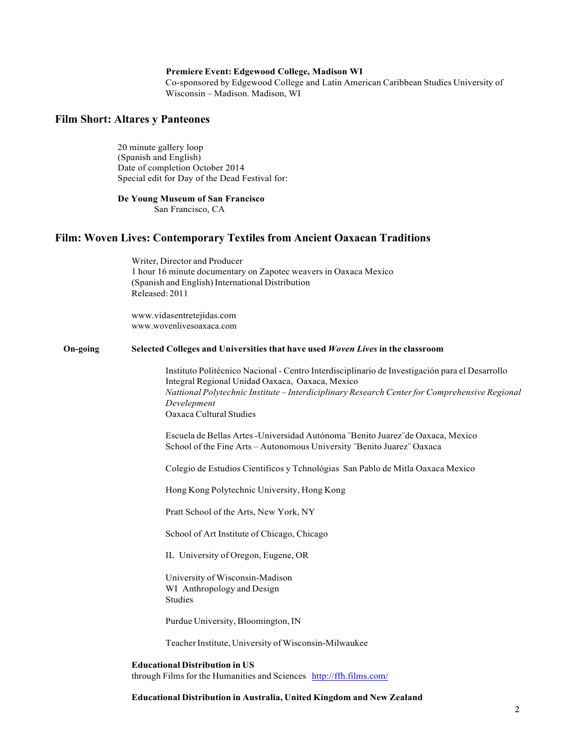**Premiere Event: Edgewood College, Madison WI**
Co-sponsored by Edgewood College and Latin American Caribbean Studies University of Wisconsin – Madison. Madison, WI

## Film Short: Altares y Panteones

20 minute gallery loop
(Spanish and English)
Date of completion October 2014
Special edit for Day of the Dead Festival for:

**De Young Museum of San Francisco**
San Francisco, CA

## Film: Woven Lives: Contemporary Textiles from Ancient Oaxacan Traditions

Writer, Director and Producer
1 hour 16 minute documentary on Zapotec weavers in Oaxaca Mexico
(Spanish and English) International Distribution
Released: 2011

www.vidasentretejidas.com
www.wovenlivesoaxaca.com

**On-going** **Selected Colleges and Universities that have used *Woven Lives* in the classroom**

Instituto Politécnico Nacional - Centro Interdisciplinario de Investigación para el Desarrollo Integral Regional Unidad Oaxaca, Oaxaca, Mexico
*Nattional Polytechnic Institute – Interdiciplinary Research Center for Comprehensive Regional Develepment*
Oaxaca Cultural Studies

Escuela de Bellas Artes -Universidad Autónoma ¨Benito Juarez¨de Oaxaca, Mexico
School of the Fine Arts – Autonomous University ¨Benito Juarez¨ Oaxaca

Colegio de Estudios Cientificos y Tchnológias San Pablo de Mitla Oaxaca Mexico

Hong Kong Polytechnic University, Hong Kong

Pratt School of the Arts, New York, NY

School of Art Institute of Chicago, Chicago

IL University of Oregon, Eugene, OR

University of Wisconsin-Madison
WI Anthropology and Design
Studies

Purdue University, Bloomington, IN

Teacher Institute, University of Wisconsin-Milwaukee

**Educational Distribution in US**
through Films for the Humanities and Sciences http://ffh.films.com/

**Educational Distribution in Australia, United Kingdom and New Zealand**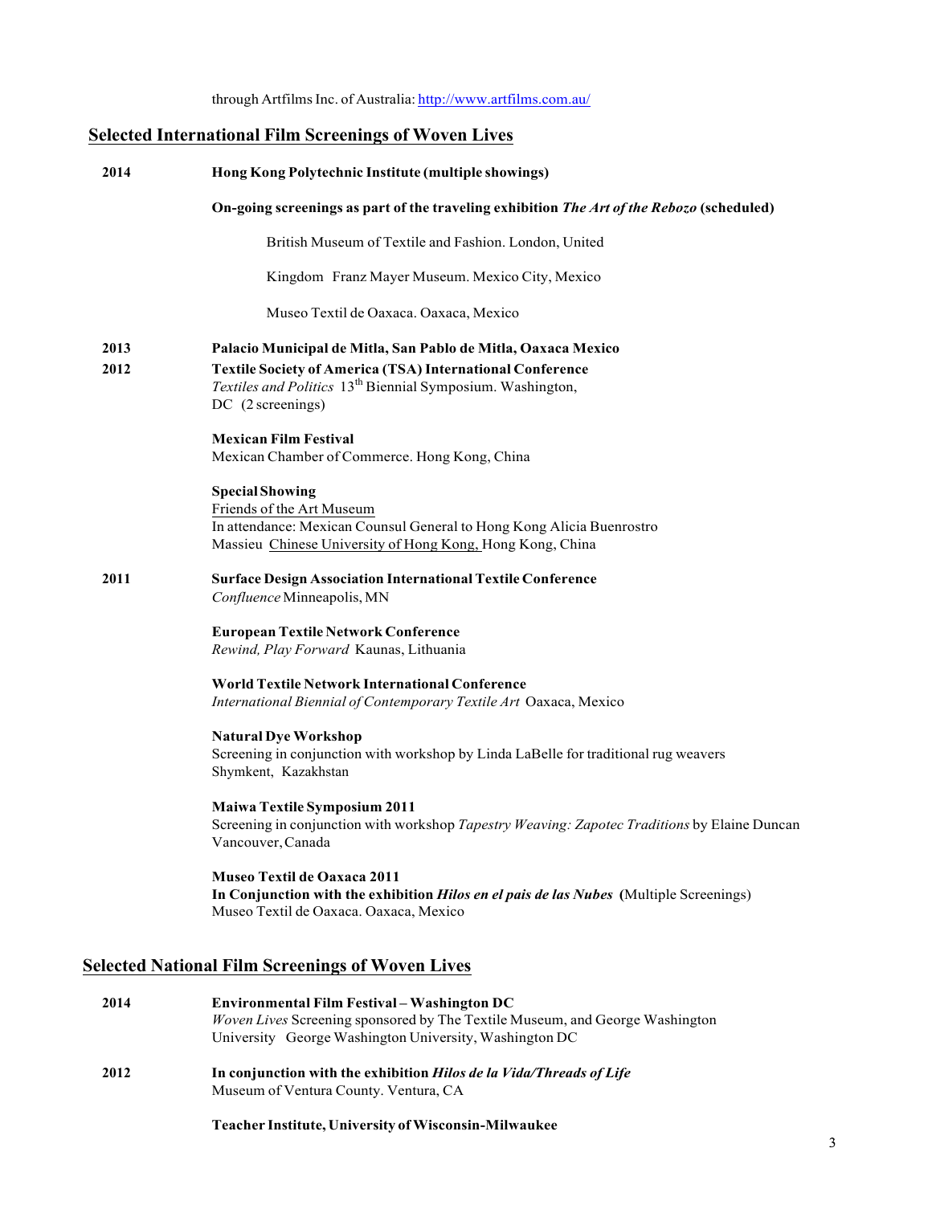through Artfilms Inc. of Australia: http://www.artfilms.com.au/

## Selected International Film Screenings of Woven Lives

**2014** **Hong Kong Polytechnic Institute (multiple showings)**

**On-going screenings as part of the traveling exhibition *The Art of the Rebozo* (scheduled)**

British Museum of Textile and Fashion. London, United

Kingdom Franz Mayer Museum. Mexico City, Mexico

Museo Textil de Oaxaca. Oaxaca, Mexico

**2013** **Palacio Municipal de Mitla, San Pablo de Mitla, Oaxaca Mexico**

**2012** **Textile Society of America (TSA) International Conference**
*Textiles and Politics* 13th Biennial Symposium. Washington, DC (2 screenings)

**Mexican Film Festival**
Mexican Chamber of Commerce. Hong Kong, China

**Special Showing**
Friends of the Art Museum
In attendance: Mexican Counsul General to Hong Kong Alicia Buenrostro Massieu Chinese University of Hong Kong, Hong Kong, China

**2011** **Surface Design Association International Textile Conference**
*Confluence* Minneapolis, MN

**European Textile Network Conference**
*Rewind, Play Forward* Kaunas, Lithuania

**World Textile Network International Conference**
*International Biennial of Contemporary Textile Art* Oaxaca, Mexico

**Natural Dye Workshop**
Screening in conjunction with workshop by Linda LaBelle for traditional rug weavers Shymkent, Kazakhstan

**Maiwa Textile Symposium 2011**
Screening in conjunction with workshop *Tapestry Weaving: Zapotec Traditions* by Elaine Duncan Vancouver, Canada

**Museo Textil de Oaxaca 2011**
**In Conjunction with the exhibition *Hilos en el pais de las Nubes*** (Multiple Screenings)
Museo Textil de Oaxaca. Oaxaca, Mexico

## Selected National Film Screenings of Woven Lives

**2014** **Environmental Film Festival – Washington DC**
*Woven Lives* Screening sponsored by The Textile Museum, and George Washington University George Washington University, Washington DC

**2012** **In conjunction with the exhibition *Hilos de la Vida/Threads of Life***
Museum of Ventura County. Ventura, CA

**Teacher Institute, University of Wisconsin-Milwaukee**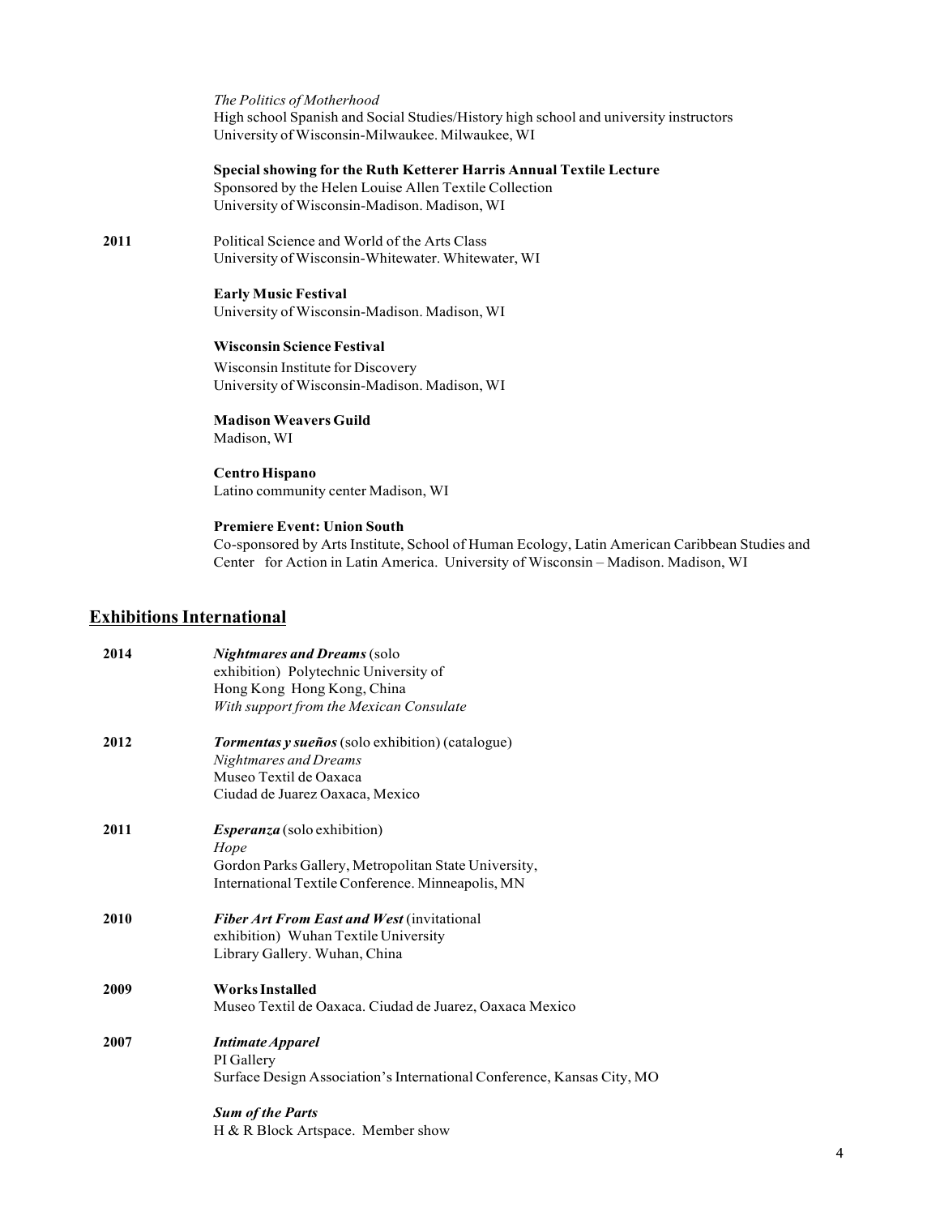*The Politics of Motherhood*
High school Spanish and Social Studies/History high school and university instructors
University of Wisconsin-Milwaukee. Milwaukee, WI

**Special showing for the Ruth Ketterer Harris Annual Textile Lecture**
Sponsored by the Helen Louise Allen Textile Collection
University of Wisconsin-Madison. Madison, WI

**2011** Political Science and World of the Arts Class
University of Wisconsin-Whitewater. Whitewater, WI

**Early Music Festival**
University of Wisconsin-Madison. Madison, WI

**Wisconsin Science Festival**
Wisconsin Institute for Discovery
University of Wisconsin-Madison. Madison, WI

**Madison Weavers Guild**
Madison, WI

**Centro Hispano**
Latino community center Madison, WI

**Premiere Event: Union South**
Co-sponsored by Arts Institute, School of Human Ecology, Latin American Caribbean Studies and Center for Action in Latin America. University of Wisconsin – Madison. Madison, WI

## Exhibitions International

**2014** ***Nightmares and Dreams*** (solo exhibition) Polytechnic University of Hong Kong Hong Kong, China
*With support from the Mexican Consulate*

**2012** ***Tormentas y sueños*** (solo exhibition) (catalogue)
*Nightmares and Dreams*
Museo Textil de Oaxaca
Ciudad de Juarez Oaxaca, Mexico

**2011** ***Esperanza*** (solo exhibition)
*Hope*
Gordon Parks Gallery, Metropolitan State University,
International Textile Conference. Minneapolis, MN

**2010** ***Fiber Art From East and West*** (invitational exhibition) Wuhan Textile University Library Gallery. Wuhan, China

**2009** **Works Installed**
Museo Textil de Oaxaca. Ciudad de Juarez, Oaxaca Mexico

**2007** ***Intimate Apparel***
PI Gallery
Surface Design Association's International Conference, Kansas City, MO

***Sum of the Parts***
H & R Block Artspace. Member show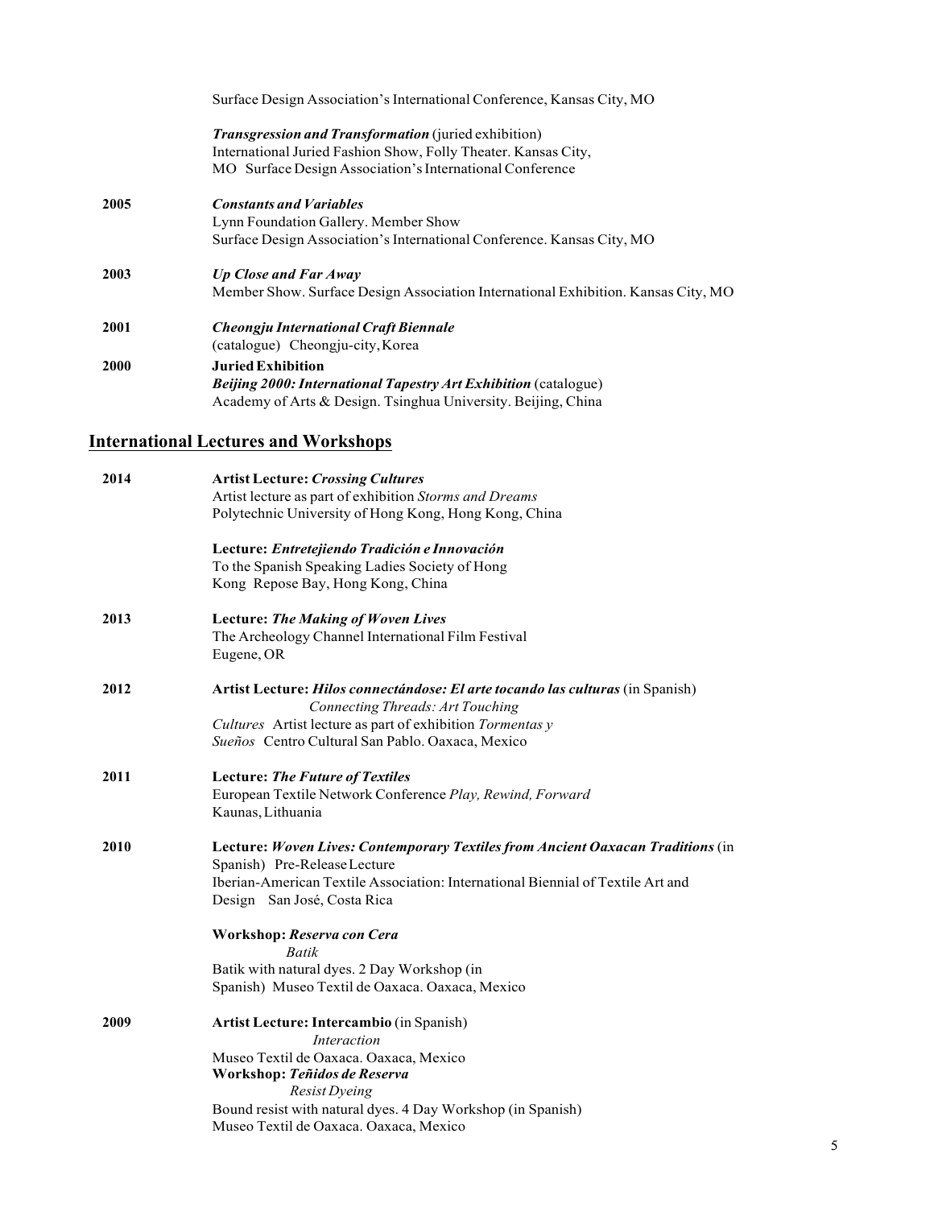Surface Design Association's International Conference, Kansas City, MO

***Transgression and Transformation*** (juried exhibition)
International Juried Fashion Show, Folly Theater. Kansas City, MO Surface Design Association's International Conference

**2005** ***Constants and Variables***
Lynn Foundation Gallery. Member Show
Surface Design Association's International Conference. Kansas City, MO

**2003** ***Up Close and Far Away***
Member Show. Surface Design Association International Exhibition. Kansas City, MO

**2001** ***Cheongju International Craft Biennale***
(catalogue) Cheongju-city, Korea

**2000** **Juried Exhibition**
***Beijing 2000: International Tapestry Art Exhibition*** (catalogue)
Academy of Arts & Design. Tsinghua University. Beijing, China

## International Lectures and Workshops

**2014** **Artist Lecture: *Crossing Cultures***
Artist lecture as part of exhibition *Storms and Dreams*
Polytechnic University of Hong Kong, Hong Kong, China

**Lecture: *Entretejiendo Tradición e Innovación***
To the Spanish Speaking Ladies Society of Hong Kong Repose Bay, Hong Kong, China

**2013** **Lecture: *The Making of Woven Lives***
The Archeology Channel International Film Festival
Eugene, OR

**2012** **Artist Lecture: *Hilos connectándose: El arte tocando las culturas*** (in Spanish)
*Connecting Threads: Art Touching Cultures* Artist lecture as part of exhibition *Tormentas y Sueños* Centro Cultural San Pablo. Oaxaca, Mexico

**2011** **Lecture: *The Future of Textiles***
European Textile Network Conference *Play, Rewind, Forward*
Kaunas, Lithuania

**2010** **Lecture: *Woven Lives: Contemporary Textiles from Ancient Oaxacan Traditions*** (in Spanish) Pre-Release Lecture
Iberian-American Textile Association: International Biennial of Textile Art and Design San José, Costa Rica

**Workshop: *Reserva con Cera***
*Batik*
Batik with natural dyes. 2 Day Workshop (in Spanish) Museo Textil de Oaxaca. Oaxaca, Mexico

**2009** **Artist Lecture: Intercambio** (in Spanish)
*Interaction*
Museo Textil de Oaxaca. Oaxaca, Mexico
**Workshop: *Teñidos de Reserva***
*Resist Dyeing*
Bound resist with natural dyes. 4 Day Workshop (in Spanish)
Museo Textil de Oaxaca. Oaxaca, Mexico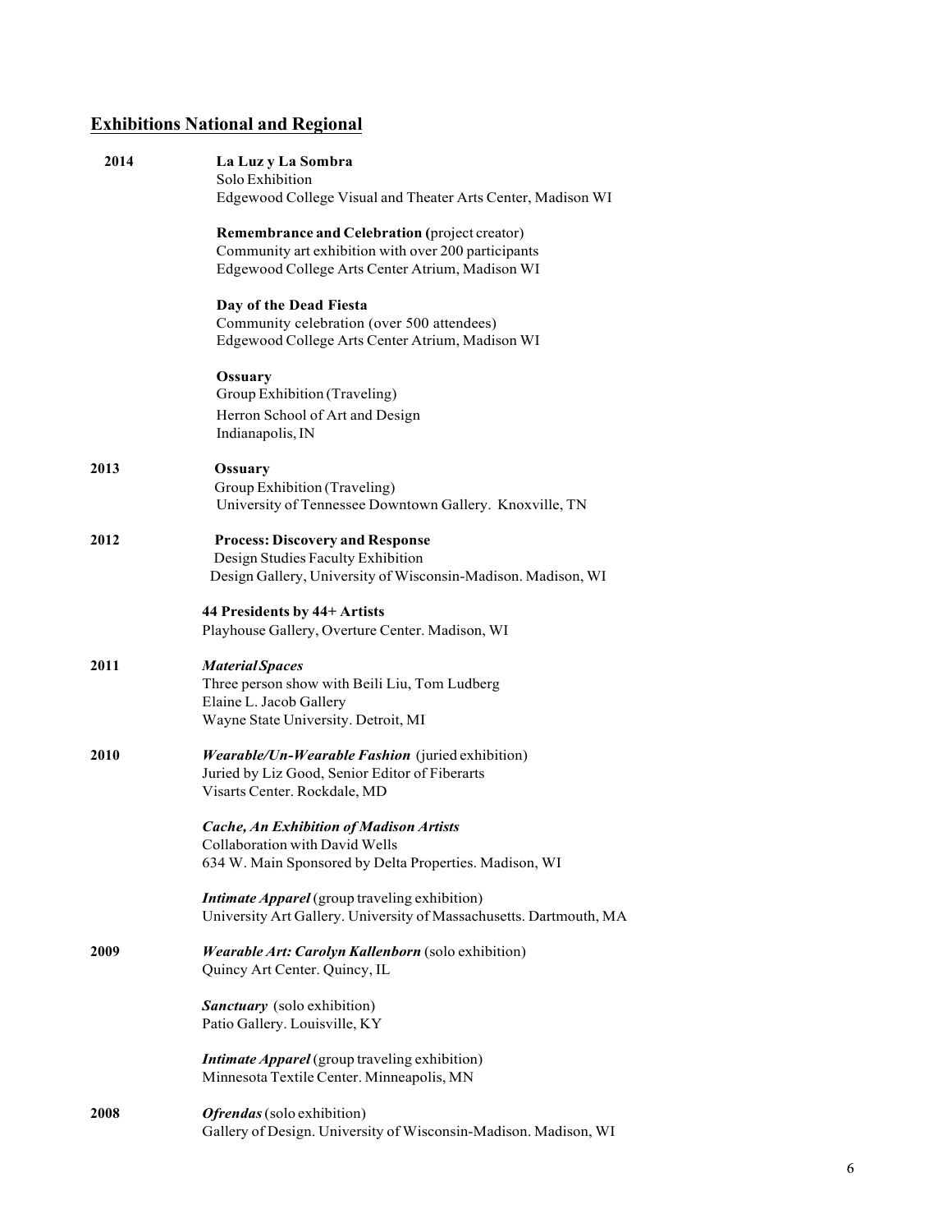## Exhibitions National and Regional

**2014**

**La Luz y La Sombra**
Solo Exhibition
Edgewood College Visual and Theater Arts Center, Madison WI

**Remembrance and Celebration (**project creator)
Community art exhibition with over 200 participants
Edgewood College Arts Center Atrium, Madison WI

**Day of the Dead Fiesta**
Community celebration (over 500 attendees)
Edgewood College Arts Center Atrium, Madison WI

**Ossuary**
Group Exhibition (Traveling)
Herron School of Art and Design
Indianapolis, IN

**2013**

**Ossuary**
Group Exhibition (Traveling)
University of Tennessee Downtown Gallery. Knoxville, TN

**2012**

**Process: Discovery and Response**
Design Studies Faculty Exhibition
Design Gallery, University of Wisconsin-Madison. Madison, WI

**44 Presidents by 44+ Artists**
Playhouse Gallery, Overture Center. Madison, WI

**2011**

***Material Spaces***
Three person show with Beili Liu, Tom Ludberg
Elaine L. Jacob Gallery
Wayne State University. Detroit, MI

**2010**

***Wearable/Un-Wearable Fashion*** (juried exhibition)
Juried by Liz Good, Senior Editor of Fiberarts
Visarts Center. Rockdale, MD

***Cache, An Exhibition of Madison Artists***
Collaboration with David Wells
634 W. Main Sponsored by Delta Properties. Madison, WI

***Intimate Apparel*** (group traveling exhibition)
University Art Gallery. University of Massachusetts. Dartmouth, MA

**2009**

***Wearable Art: Carolyn Kallenborn*** (solo exhibition)
Quincy Art Center. Quincy, IL

***Sanctuary*** (solo exhibition)
Patio Gallery. Louisville, KY

***Intimate Apparel*** (group traveling exhibition)
Minnesota Textile Center. Minneapolis, MN

**2008**

***Ofrendas*** (solo exhibition)
Gallery of Design. University of Wisconsin-Madison. Madison, WI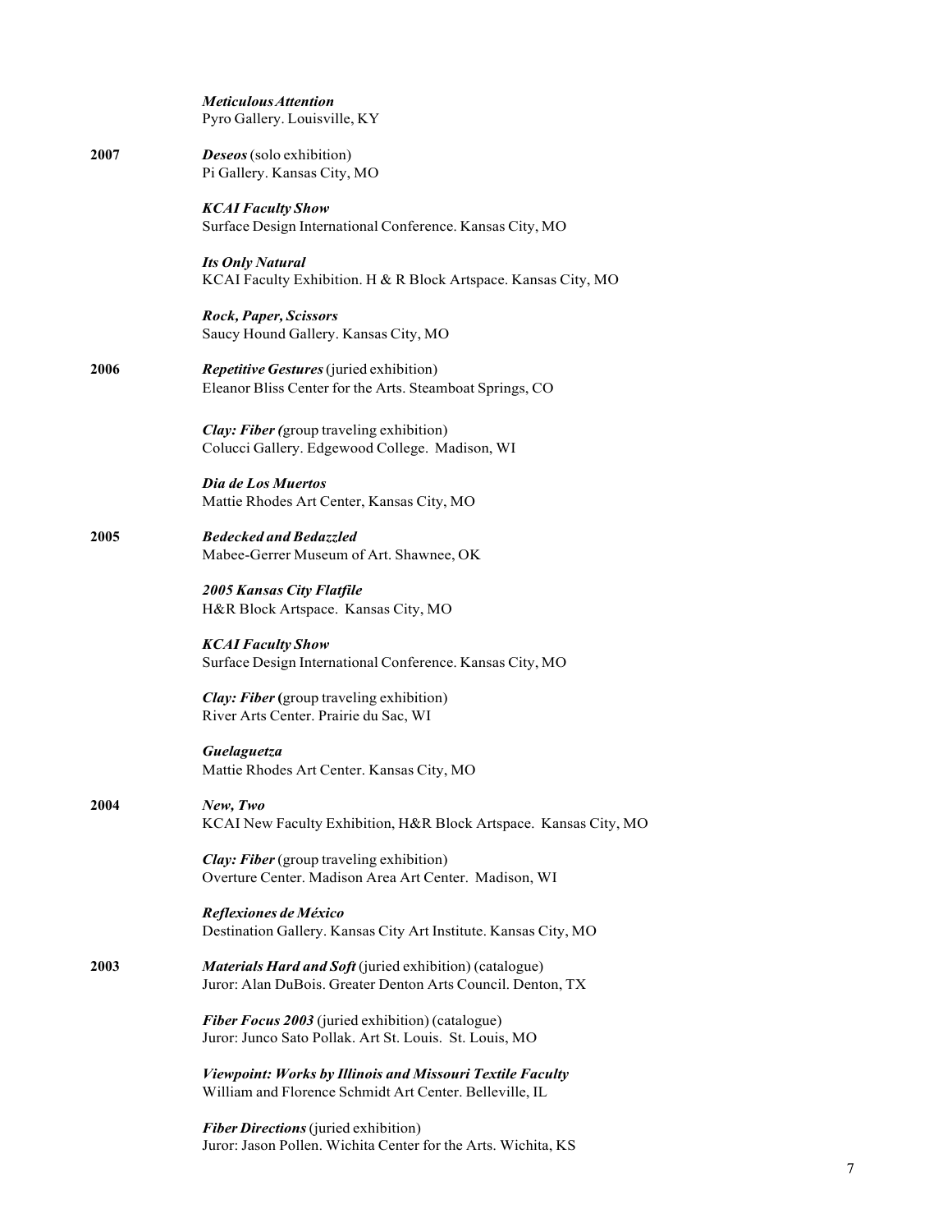***Meticulous Attention***
Pyro Gallery. Louisville, KY

**2007**

***Deseos*** (solo exhibition)
Pi Gallery. Kansas City, MO

***KCAI Faculty Show***
Surface Design International Conference. Kansas City, MO

***Its Only Natural***
KCAI Faculty Exhibition. H & R Block Artspace. Kansas City, MO

***Rock, Paper, Scissors***
Saucy Hound Gallery. Kansas City, MO

**2006**

***Repetitive Gestures*** (juried exhibition)
Eleanor Bliss Center for the Arts. Steamboat Springs, CO

***Clay: Fiber (***group traveling exhibition)
Colucci Gallery. Edgewood College. Madison, WI

***Dia de Los Muertos***
Mattie Rhodes Art Center, Kansas City, MO

**2005**

***Bedecked and Bedazzled***
Mabee-Gerrer Museum of Art. Shawnee, OK

***2005 Kansas City Flatfile***
H&R Block Artspace. Kansas City, MO

***KCAI Faculty Show***
Surface Design International Conference. Kansas City, MO

***Clay: Fiber*** **(**group traveling exhibition)
River Arts Center. Prairie du Sac, WI

***Guelaguetza***
Mattie Rhodes Art Center. Kansas City, MO

**2004**

***New, Two***
KCAI New Faculty Exhibition, H&R Block Artspace. Kansas City, MO

***Clay: Fiber*** (group traveling exhibition)
Overture Center. Madison Area Art Center. Madison, WI

***Reflexiones de México***
Destination Gallery. Kansas City Art Institute. Kansas City, MO

**2003**

***Materials Hard and Soft*** (juried exhibition) (catalogue)
Juror: Alan DuBois. Greater Denton Arts Council. Denton, TX

***Fiber Focus 2003*** (juried exhibition) (catalogue)
Juror: Junco Sato Pollak. Art St. Louis. St. Louis, MO

***Viewpoint: Works by Illinois and Missouri Textile Faculty***
William and Florence Schmidt Art Center. Belleville, IL

***Fiber Directions*** (juried exhibition)
Juror: Jason Pollen. Wichita Center for the Arts. Wichita, KS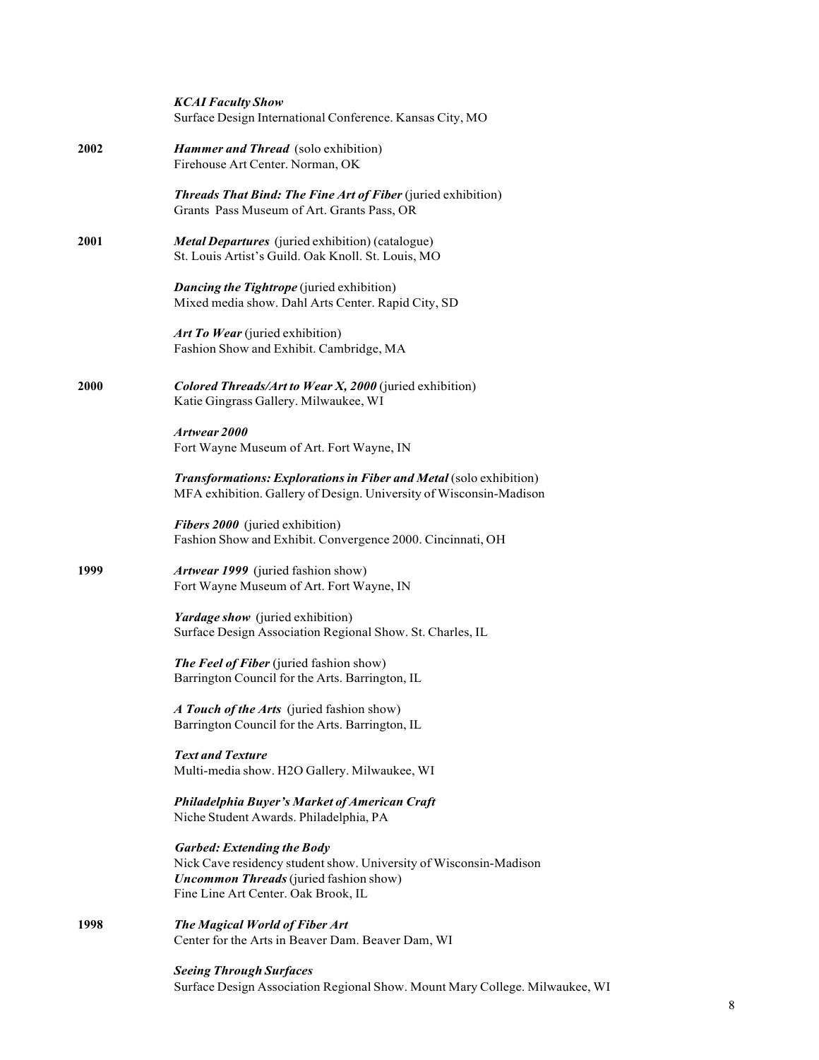***KCAI Faculty Show***
Surface Design International Conference. Kansas City, MO

**2002**

***Hammer and Thread*** (solo exhibition)
Firehouse Art Center. Norman, OK

***Threads That Bind: The Fine Art of Fiber*** (juried exhibition)
Grants Pass Museum of Art. Grants Pass, OR

**2001**

***Metal Departures*** (juried exhibition) (catalogue)
St. Louis Artist's Guild. Oak Knoll. St. Louis, MO

***Dancing the Tightrope*** (juried exhibition)
Mixed media show. Dahl Arts Center. Rapid City, SD

***Art To Wear*** (juried exhibition)
Fashion Show and Exhibit. Cambridge, MA

**2000**

***Colored Threads/Art to Wear X, 2000*** (juried exhibition)
Katie Gingrass Gallery. Milwaukee, WI

***Artwear 2000***
Fort Wayne Museum of Art. Fort Wayne, IN

***Transformations: Explorations in Fiber and Metal*** (solo exhibition)
MFA exhibition. Gallery of Design. University of Wisconsin-Madison

***Fibers 2000*** (juried exhibition)
Fashion Show and Exhibit. Convergence 2000. Cincinnati, OH

**1999**

***Artwear 1999*** (juried fashion show)
Fort Wayne Museum of Art. Fort Wayne, IN

***Yardage show*** (juried exhibition)
Surface Design Association Regional Show. St. Charles, IL

***The Feel of Fiber*** (juried fashion show)
Barrington Council for the Arts. Barrington, IL

***A Touch of the Arts*** (juried fashion show)
Barrington Council for the Arts. Barrington, IL

***Text and Texture***
Multi-media show. H2O Gallery. Milwaukee, WI

***Philadelphia Buyer's Market of American Craft***
Niche Student Awards. Philadelphia, PA

***Garbed: Extending the Body***
Nick Cave residency student show. University of Wisconsin-Madison

***Uncommon Threads*** (juried fashion show)
Fine Line Art Center. Oak Brook, IL

**1998**

***The Magical World of Fiber Art***
Center for the Arts in Beaver Dam. Beaver Dam, WI

***Seeing Through Surfaces***
Surface Design Association Regional Show. Mount Mary College. Milwaukee, WI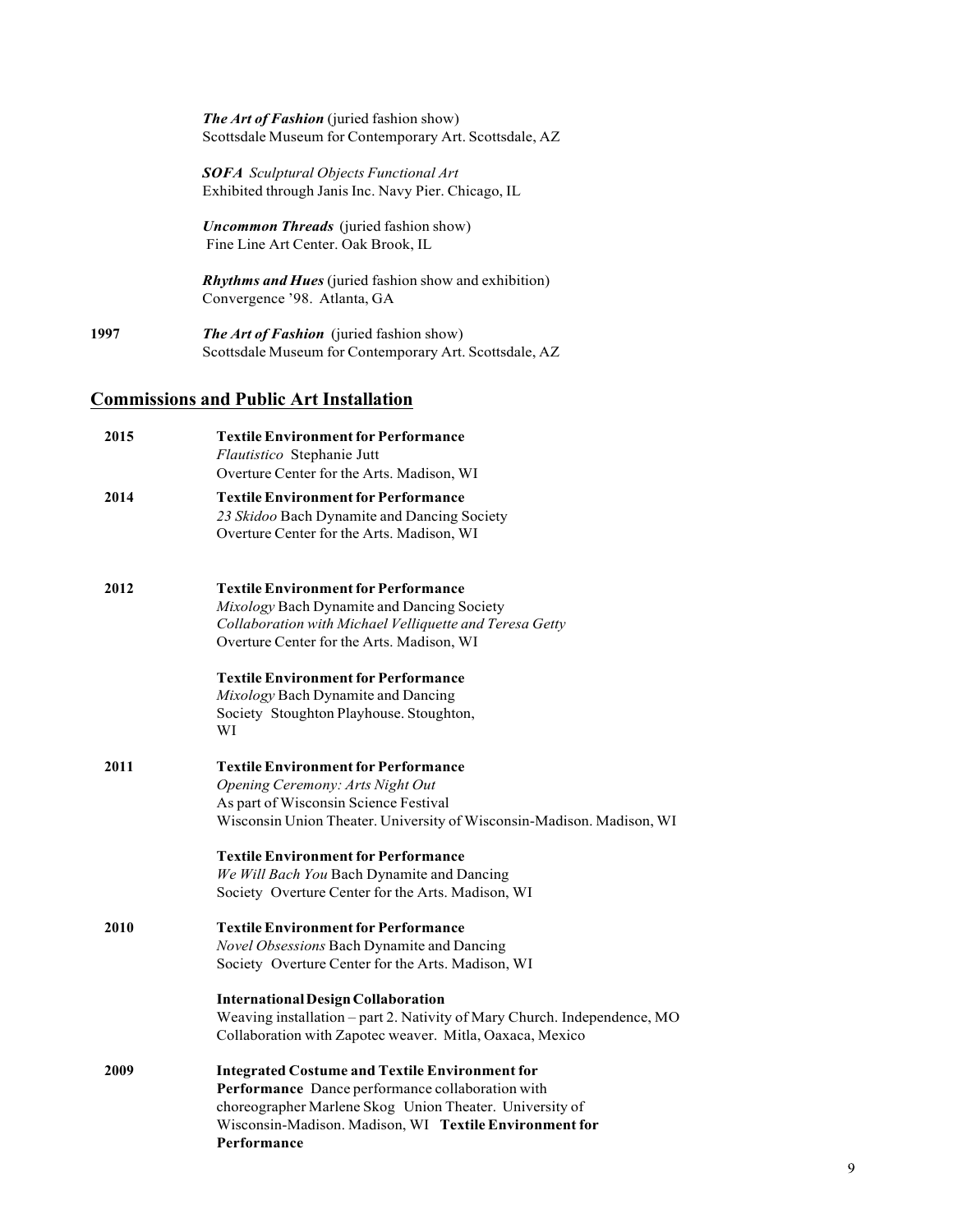***The Art of Fashion*** (juried fashion show)
Scottsdale Museum for Contemporary Art. Scottsdale, AZ

***SOFA*** *Sculptural Objects Functional Art*
Exhibited through Janis Inc. Navy Pier. Chicago, IL

***Uncommon Threads*** (juried fashion show)
Fine Line Art Center. Oak Brook, IL

***Rhythms and Hues*** (juried fashion show and exhibition)
Convergence '98. Atlanta, GA

**1997** ***The Art of Fashion*** (juried fashion show)
Scottsdale Museum for Contemporary Art. Scottsdale, AZ

## Commissions and Public Art Installation

**2015** **Textile Environment for Performance**
*Flautistico* Stephanie Jutt
Overture Center for the Arts. Madison, WI

**2014** **Textile Environment for Performance**
*23 Skidoo* Bach Dynamite and Dancing Society
Overture Center for the Arts. Madison, WI

**2012** **Textile Environment for Performance**
*Mixology* Bach Dynamite and Dancing Society
*Collaboration with Michael Velliquette and Teresa Getty*
Overture Center for the Arts. Madison, WI

**Textile Environment for Performance**
*Mixology* Bach Dynamite and Dancing Society Stoughton Playhouse. Stoughton, WI

**2011** **Textile Environment for Performance**
*Opening Ceremony: Arts Night Out*
As part of Wisconsin Science Festival
Wisconsin Union Theater. University of Wisconsin-Madison. Madison, WI

**Textile Environment for Performance**
*We Will Bach You* Bach Dynamite and Dancing Society Overture Center for the Arts. Madison, WI

**2010** **Textile Environment for Performance**
*Novel Obsessions* Bach Dynamite and Dancing Society Overture Center for the Arts. Madison, WI

**International Design Collaboration**
Weaving installation – part 2. Nativity of Mary Church. Independence, MO
Collaboration with Zapotec weaver. Mitla, Oaxaca, Mexico

**2009** **Integrated Costume and Textile Environment for Performance** Dance performance collaboration with choreographer Marlene Skog Union Theater. University of Wisconsin-Madison. Madison, WI **Textile Environment for Performance**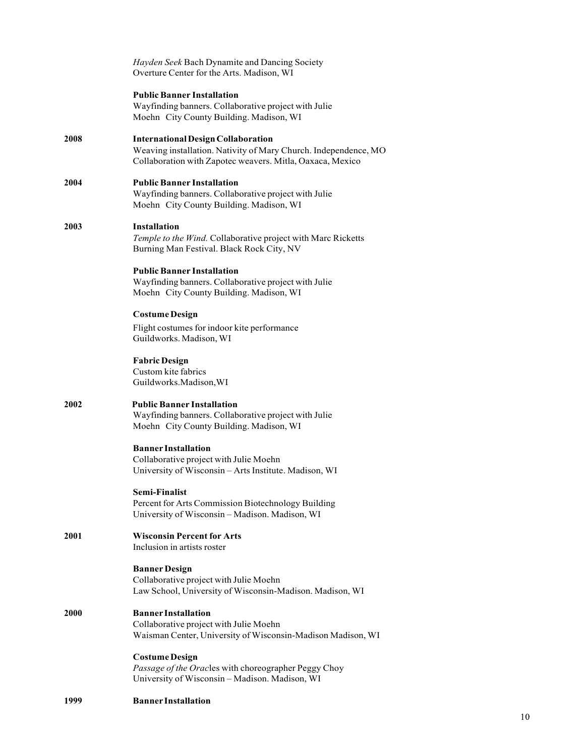*Hayden Seek* Bach Dynamite and Dancing Society
Overture Center for the Arts. Madison, WI

**Public Banner Installation**
Wayfinding banners. Collaborative project with Julie Moehn City County Building. Madison, WI

**2008** **International Design Collaboration**
Weaving installation. Nativity of Mary Church. Independence, MO
Collaboration with Zapotec weavers. Mitla, Oaxaca, Mexico

**2004** **Public Banner Installation**
Wayfinding banners. Collaborative project with Julie Moehn City County Building. Madison, WI

**2003** **Installation**
*Temple to the Wind.* Collaborative project with Marc Ricketts
Burning Man Festival. Black Rock City, NV

**Public Banner Installation**
Wayfinding banners. Collaborative project with Julie Moehn City County Building. Madison, WI

**Costume Design**
Flight costumes for indoor kite performance
Guildworks. Madison, WI

**Fabric Design**
Custom kite fabrics
Guildworks.Madison,WI

**2002** **Public Banner Installation**
Wayfinding banners. Collaborative project with Julie Moehn City County Building. Madison, WI

**Banner Installation**
Collaborative project with Julie Moehn
University of Wisconsin – Arts Institute. Madison, WI

**Semi-Finalist**
Percent for Arts Commission Biotechnology Building
University of Wisconsin – Madison. Madison, WI

**2001** **Wisconsin Percent for Arts**
Inclusion in artists roster

**Banner Design**
Collaborative project with Julie Moehn
Law School, University of Wisconsin-Madison. Madison, WI

**2000** **Banner Installation**
Collaborative project with Julie Moehn
Waisman Center, University of Wisconsin-Madison Madison, WI

**Costume Design**
*Passage of the Orac*les with choreographer Peggy Choy
University of Wisconsin – Madison. Madison, WI

**1999** **Banner Installation**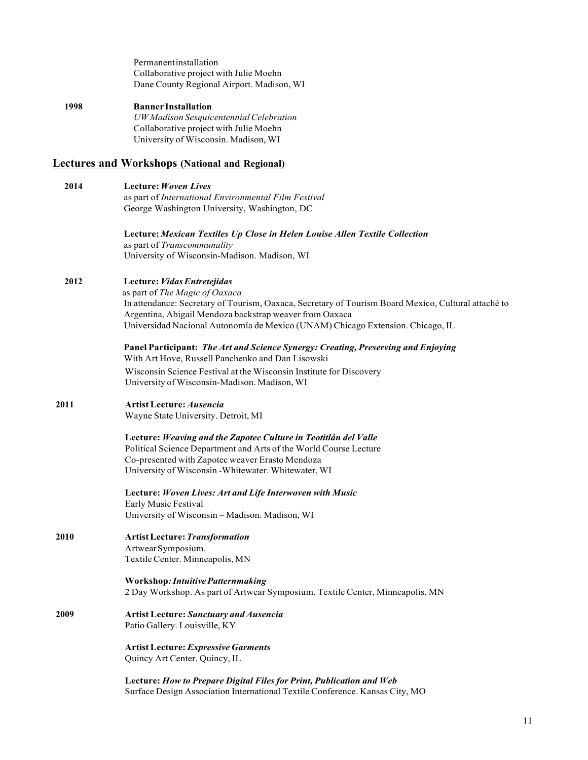Permanent installation
Collaborative project with Julie Moehn
Dane County Regional Airport. Madison, WI

**1998** **Banner Installation**
*UW Madison Sesquicentennial Celebration*
Collaborative project with Julie Moehn
University of Wisconsin. Madison, WI

## Lectures and Workshops (National and Regional)

**2014** **Lecture: *Woven Lives***
as part of *International Environmental Film Festival*
George Washington University, Washington, DC

**Lecture: *Mexican Textiles Up Close in Helen Louise Allen Textile Collection***
as part of *Transcommunality*
University of Wisconsin-Madison. Madison, WI

**2012** **Lecture: *Vidas Entretejidas***
as part of *The Magic of Oaxaca*
In attendance: Secretary of Tourism, Oaxaca, Secretary of Tourism Board Mexico, Cultural attaché to Argentina, Abigail Mendoza backstrap weaver from Oaxaca
Universidad Nacional Autonomía de Mexico (UNAM) Chicago Extension. Chicago, IL

**Panel Participant: *The Art and Science Synergy: Creating, Preserving and Enjoying***
With Art Hove, Russell Panchenko and Dan Lisowski
Wisconsin Science Festival at the Wisconsin Institute for Discovery
University of Wisconsin-Madison. Madison, WI

**2011** **Artist Lecture: *Ausencia***
Wayne State University. Detroit, MI

**Lecture: *Weaving and the Zapotec Culture in Teotitlán del Valle***
Political Science Department and Arts of the World Course Lecture
Co-presented with Zapotec weaver Erasto Mendoza
University of Wisconsin -Whitewater. Whitewater, WI

**Lecture: *Woven Lives: Art and Life Interwoven with Music***
Early Music Festival
University of Wisconsin – Madison. Madison, WI

**2010** **Artist Lecture: *Transformation***
Artwear Symposium.
Textile Center. Minneapolis, MN

**Workshop: *Intuitive Patternmaking***
2 Day Workshop. As part of Artwear Symposium. Textile Center, Minneapolis, MN

**2009** **Artist Lecture: *Sanctuary and Ausencia***
Patio Gallery. Louisville, KY

**Artist Lecture: *Expressive Garments***
Quincy Art Center. Quincy, IL

**Lecture: *How to Prepare Digital Files for Print, Publication and Web***
Surface Design Association International Textile Conference. Kansas City, MO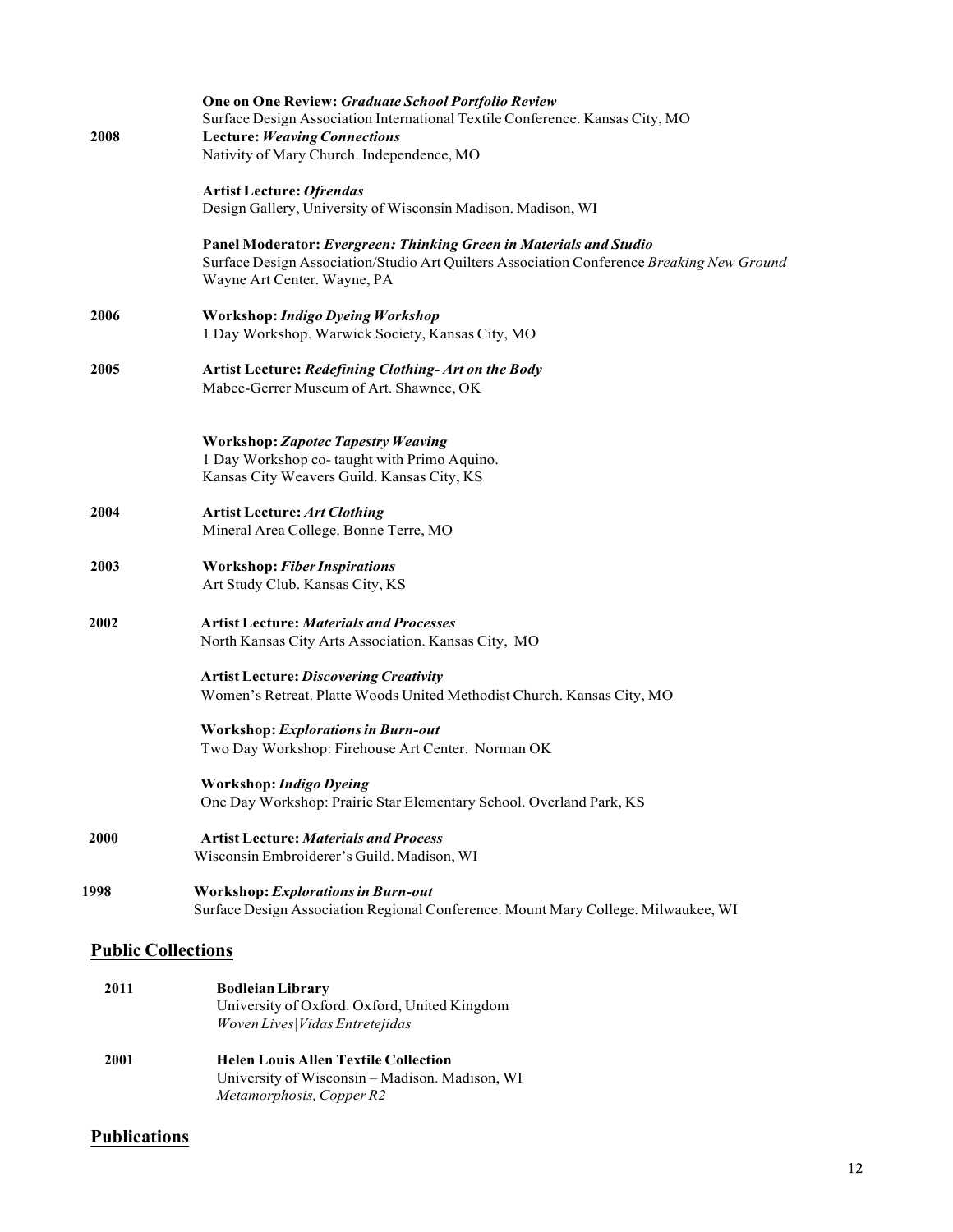**One on One Review: *Graduate School Portfolio Review***
Surface Design Association International Textile Conference. Kansas City, MO

**2008** **Lecture: *Weaving Connections***
Nativity of Mary Church. Independence, MO

**Artist Lecture: *Ofrendas***
Design Gallery, University of Wisconsin Madison. Madison, WI

**Panel Moderator: *Evergreen: Thinking Green in Materials and Studio***
Surface Design Association/Studio Art Quilters Association Conference *Breaking New Ground*
Wayne Art Center. Wayne, PA

**2006** **Workshop: *Indigo Dyeing Workshop***
1 Day Workshop. Warwick Society, Kansas City, MO

**2005** **Artist Lecture: *Redefining Clothing- Art on the Body***
Mabee-Gerrer Museum of Art. Shawnee, OK

**Workshop: *Zapotec Tapestry Weaving***
1 Day Workshop co- taught with Primo Aquino.
Kansas City Weavers Guild. Kansas City, KS

**2004** **Artist Lecture: *Art Clothing***
Mineral Area College. Bonne Terre, MO

**2003** **Workshop: *Fiber Inspirations***
Art Study Club. Kansas City, KS

**2002** **Artist Lecture: *Materials and Processes***
North Kansas City Arts Association. Kansas City, MO

**Artist Lecture: *Discovering Creativity***
Women's Retreat. Platte Woods United Methodist Church. Kansas City, MO

**Workshop: *Explorations in Burn-out***
Two Day Workshop: Firehouse Art Center. Norman OK

**Workshop: *Indigo Dyeing***
One Day Workshop: Prairie Star Elementary School. Overland Park, KS

**2000** **Artist Lecture: *Materials and Process***
Wisconsin Embroiderer's Guild. Madison, WI

**1998** **Workshop: *Explorations in Burn-out***
Surface Design Association Regional Conference. Mount Mary College. Milwaukee, WI

## Public Collections

**2011** **Bodleian Library**
University of Oxford. Oxford, United Kingdom
*Woven Lives|Vidas Entretejidas*

**2001** **Helen Louis Allen Textile Collection**
University of Wisconsin – Madison. Madison, WI
*Metamorphosis, Copper R2*

## Publications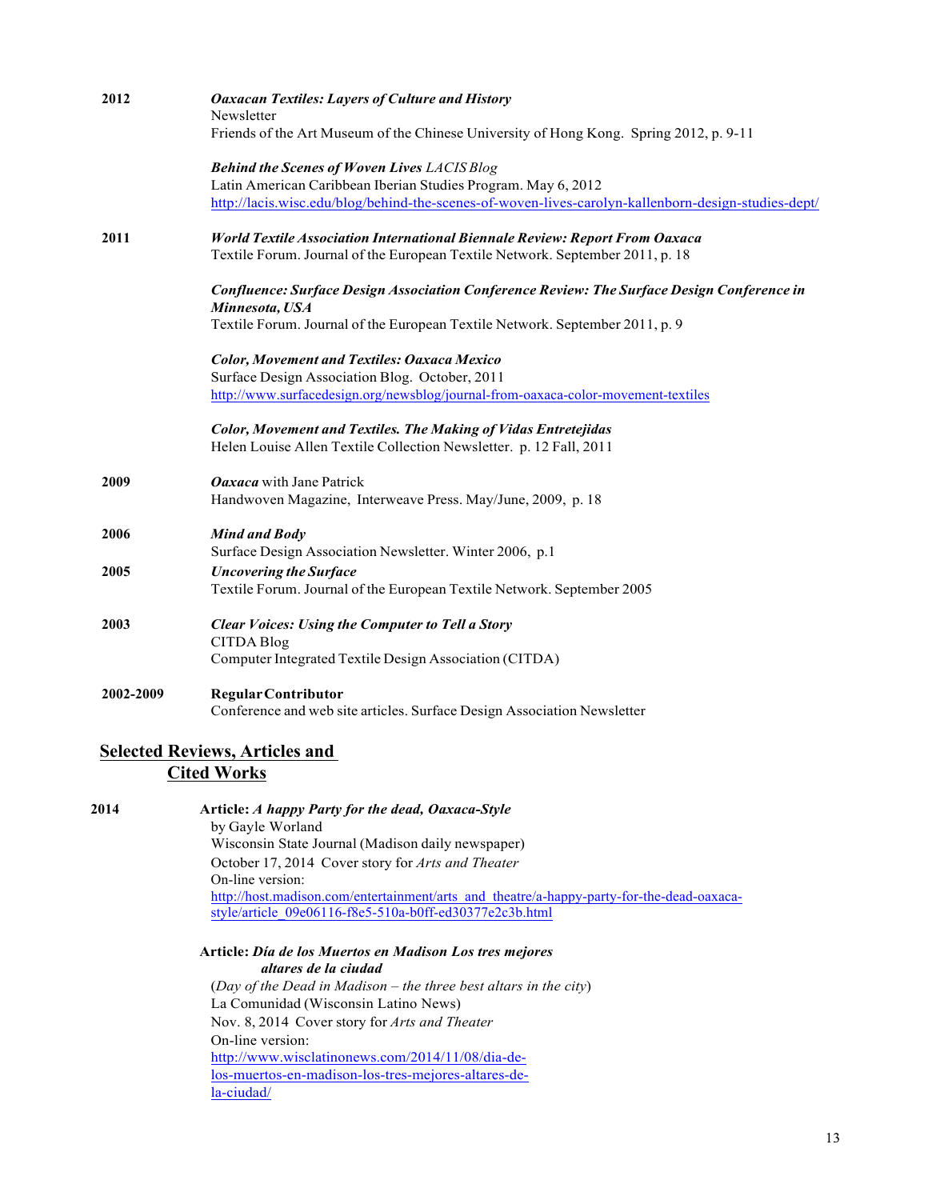**2012** — ***Oaxacan Textiles: Layers of Culture and History***
Newsletter
Friends of the Art Museum of the Chinese University of Hong Kong. Spring 2012, p. 9-11

***Behind the Scenes of Woven Lives*** *LACIS Blog*
Latin American Caribbean Iberian Studies Program. May 6, 2012
http://lacis.wisc.edu/blog/behind-the-scenes-of-woven-lives-carolyn-kallenborn-design-studies-dept/

**2011** — ***World Textile Association International Biennale Review: Report From Oaxaca***
Textile Forum. Journal of the European Textile Network. September 2011, p. 18

***Confluence: Surface Design Association Conference Review: The Surface Design Conference in Minnesota, USA***
Textile Forum. Journal of the European Textile Network. September 2011, p. 9

***Color, Movement and Textiles: Oaxaca Mexico***
Surface Design Association Blog. October, 2011
http://www.surfacedesign.org/newsblog/journal-from-oaxaca-color-movement-textiles

***Color, Movement and Textiles. The Making of Vidas Entretejidas***
Helen Louise Allen Textile Collection Newsletter. p. 12 Fall, 2011

**2009** — ***Oaxaca*** with Jane Patrick
Handwoven Magazine, Interweave Press. May/June, 2009, p. 18

**2006** — ***Mind and Body***
Surface Design Association Newsletter. Winter 2006, p.1

**2005** — ***Uncovering the Surface***
Textile Forum. Journal of the European Textile Network. September 2005

**2003** — ***Clear Voices: Using the Computer to Tell a Story***
CITDA Blog
Computer Integrated Textile Design Association (CITDA)

**2002-2009** — **Regular Contributor**
Conference and web site articles. Surface Design Association Newsletter

## Selected Reviews, Articles and Cited Works

**2014** — **Article:** ***A happy Party for the dead, Oaxaca-Style***
by Gayle Worland
Wisconsin State Journal (Madison daily newspaper)
October 17, 2014 Cover story for *Arts and Theater*
On-line version:
http://host.madison.com/entertainment/arts_and_theatre/a-happy-party-for-the-dead-oaxaca-style/article_09e06116-f8e5-510a-b0ff-ed30377e2c3b.html

**Article:** ***Día de los Muertos en Madison Los tres mejores altares de la ciudad***
(*Day of the Dead in Madison – the three best altars in the city*)
La Comunidad (Wisconsin Latino News)
Nov. 8, 2014 Cover story for *Arts and Theater*
On-line version:
http://www.wisclatinonews.com/2014/11/08/dia-de-los-muertos-en-madison-los-tres-mejores-altares-de-la-ciudad/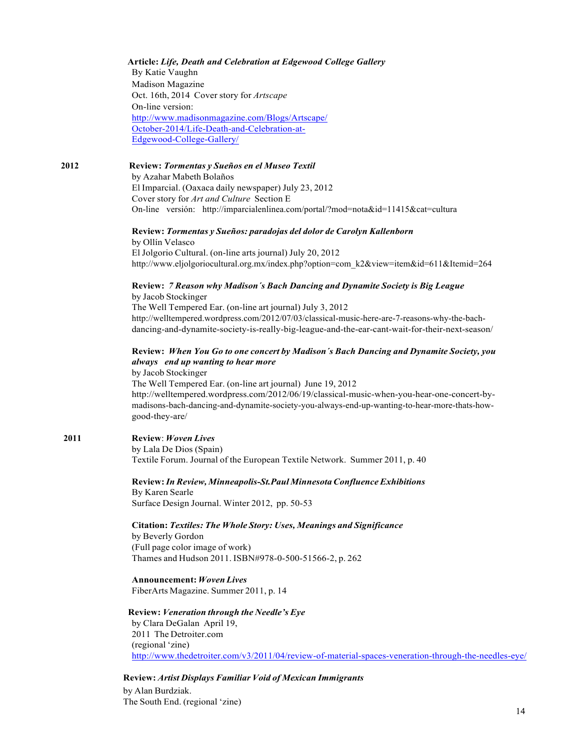**Article:** ***Life, Death and Celebration at Edgewood College Gallery***
By Katie Vaughn
Madison Magazine
Oct. 16th, 2014 Cover story for *Artscape*
On-line version:
http://www.madisonmagazine.com/Blogs/Artscape/October-2014/Life-Death-and-Celebration-at-Edgewood-College-Gallery/

**2012**

**Review:** ***Tormentas y Sueños en el Museo Textil***
by Azahar Mabeth Bolaños
El Imparcial. (Oaxaca daily newspaper) July 23, 2012
Cover story for *Art and Culture* Section E
On-line versión: http://imparcialenlinea.com/portal/?mod=nota&id=11415&cat=cultura

**Review:** ***Tormentas y Sueños: paradojas del dolor de Carolyn Kallenborn***
by Ollín Velasco
El Jolgorio Cultural. (on-line arts journal) July 20, 2012
http://www.eljolgoriocultural.org.mx/index.php?option=com_k2&view=item&id=611&Itemid=264

**Review:** ***7 Reason why Madison´s Bach Dancing and Dynamite Society is Big League***
by Jacob Stockinger
The Well Tempered Ear. (on-line art journal) July 3, 2012
http://welltempered.wordpress.com/2012/07/03/classical-music-here-are-7-reasons-why-the-bach-dancing-and-dynamite-society-is-really-big-league-and-the-ear-cant-wait-for-their-next-season/

**Review:** ***When You Go to one concert by Madison´s Bach Dancing and Dynamite Society, you always end up wanting to hear more***
by Jacob Stockinger
The Well Tempered Ear. (on-line art journal) June 19, 2012
http://welltempered.wordpress.com/2012/06/19/classical-music-when-you-hear-one-concert-by-madisons-bach-dancing-and-dynamite-society-you-always-end-up-wanting-to-hear-more-thats-how-good-they-are/

**2011**

**Review**: ***Woven Lives***
by Lala De Dios (Spain)
Textile Forum. Journal of the European Textile Network. Summer 2011, p. 40

**Review:** ***In Review, Minneapolis-St.Paul Minnesota Confluence Exhibitions***
By Karen Searle
Surface Design Journal. Winter 2012, pp. 50-53

**Citation:** ***Textiles: The Whole Story: Uses, Meanings and Significance***
by Beverly Gordon
(Full page color image of work)
Thames and Hudson 2011. ISBN#978-0-500-51566-2, p. 262

**Announcement:** ***Woven Lives***
FiberArts Magazine. Summer 2011, p. 14

**Review:** ***Veneration through the Needle's Eye***
by Clara DeGalan April 19,
2011 The Detroiter.com
(regional 'zine)
http://www.thedetroiter.com/v3/2011/04/review-of-material-spaces-veneration-through-the-needles-eye/

**Review:** ***Artist Displays Familiar Void of Mexican Immigrants***
by Alan Burdziak.
The South End. (regional 'zine)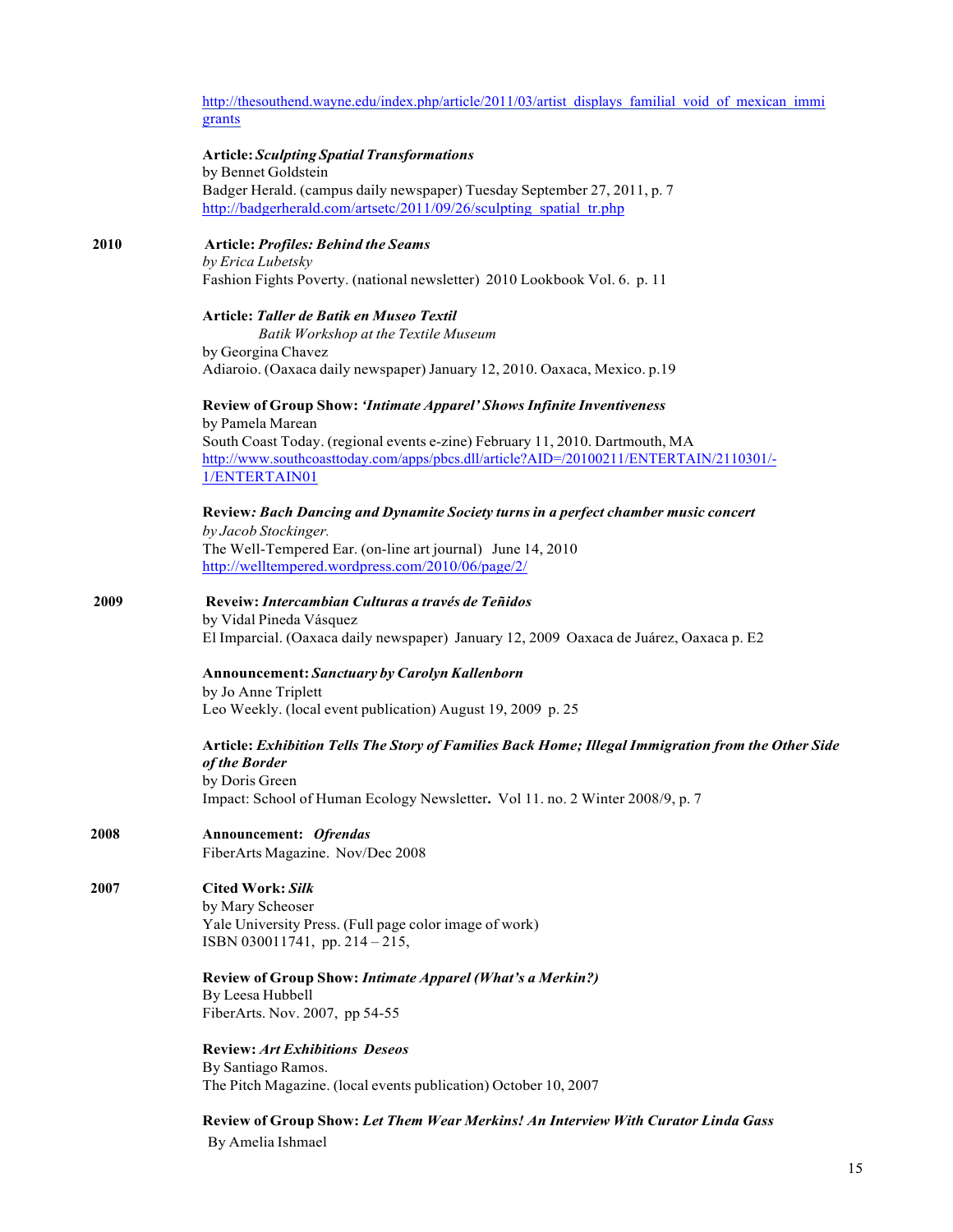http://thesouthend.wayne.edu/index.php/article/2011/03/artist_displays_familial_void_of_mexican_immigrants

**Article:** ***Sculpting Spatial Transformations***
by Bennet Goldstein
Badger Herald. (campus daily newspaper) Tuesday September 27, 2011, p. 7
http://badgerherald.com/artsetc/2011/09/26/sculpting_spatial_tr.php

**2010**

**Article:** ***Profiles: Behind the Seams***
*by Erica Lubetsky*
Fashion Fights Poverty. (national newsletter) 2010 Lookbook Vol. 6. p. 11

**Article:** ***Taller de Batik en Museo Textil***
*Batik Workshop at the Textile Museum*
by Georgina Chavez
Adiaroio. (Oaxaca daily newspaper) January 12, 2010. Oaxaca, Mexico. p.19

**Review of Group Show:** ***'Intimate Apparel' Shows Infinite Inventiveness***
by Pamela Marean
South Coast Today. (regional events e-zine) February 11, 2010. Dartmouth, MA
http://www.southcoasttoday.com/apps/pbcs.dll/article?AID=/20100211/ENTERTAIN/2110301/-1/ENTERTAIN01

**Review*****: Bach Dancing and Dynamite Society turns in a perfect chamber music concert***
*by Jacob Stockinger.*
The Well-Tempered Ear. (on-line art journal) June 14, 2010
http://welltempered.wordpress.com/2010/06/page/2/

**2009**

**Reveiw:** ***Intercambian Culturas a través de Teñidos***
by Vidal Pineda Vásquez
El Impacial. (Oaxaca daily newspaper) January 12, 2009 Oaxaca de Juárez, Oaxaca p. E2

**Announcement:** ***Sanctuary by Carolyn Kallenborn***
by Jo Anne Triplett
Leo Weekly. (local event publication) August 19, 2009 p. 25

**Article:** ***Exhibition Tells The Story of Families Back Home; Illegal Immigration from the Other Side of the Border***
by Doris Green
Impact: School of Human Ecology Newsletter**.** Vol 11. no. 2 Winter 2008/9, p. 7

**2008**

**Announcement:** ***Ofrendas***
FiberArts Magazine. Nov/Dec 2008

**2007**

**Cited Work:** ***Silk***
by Mary Scheoser
Yale University Press. (Full page color image of work)
ISBN 030011741, pp. 214 – 215,

**Review of Group Show:** ***Intimate Apparel (What's a Merkin?)***
By Leesa Hubbell
FiberArts. Nov. 2007, pp 54-55

**Review:** ***Art Exhibitions Deseos***
By Santiago Ramos.
The Pitch Magazine. (local events publication) October 10, 2007

**Review of Group Show:** ***Let Them Wear Merkins! An Interview With Curator Linda Gass***
By Amelia Ishmael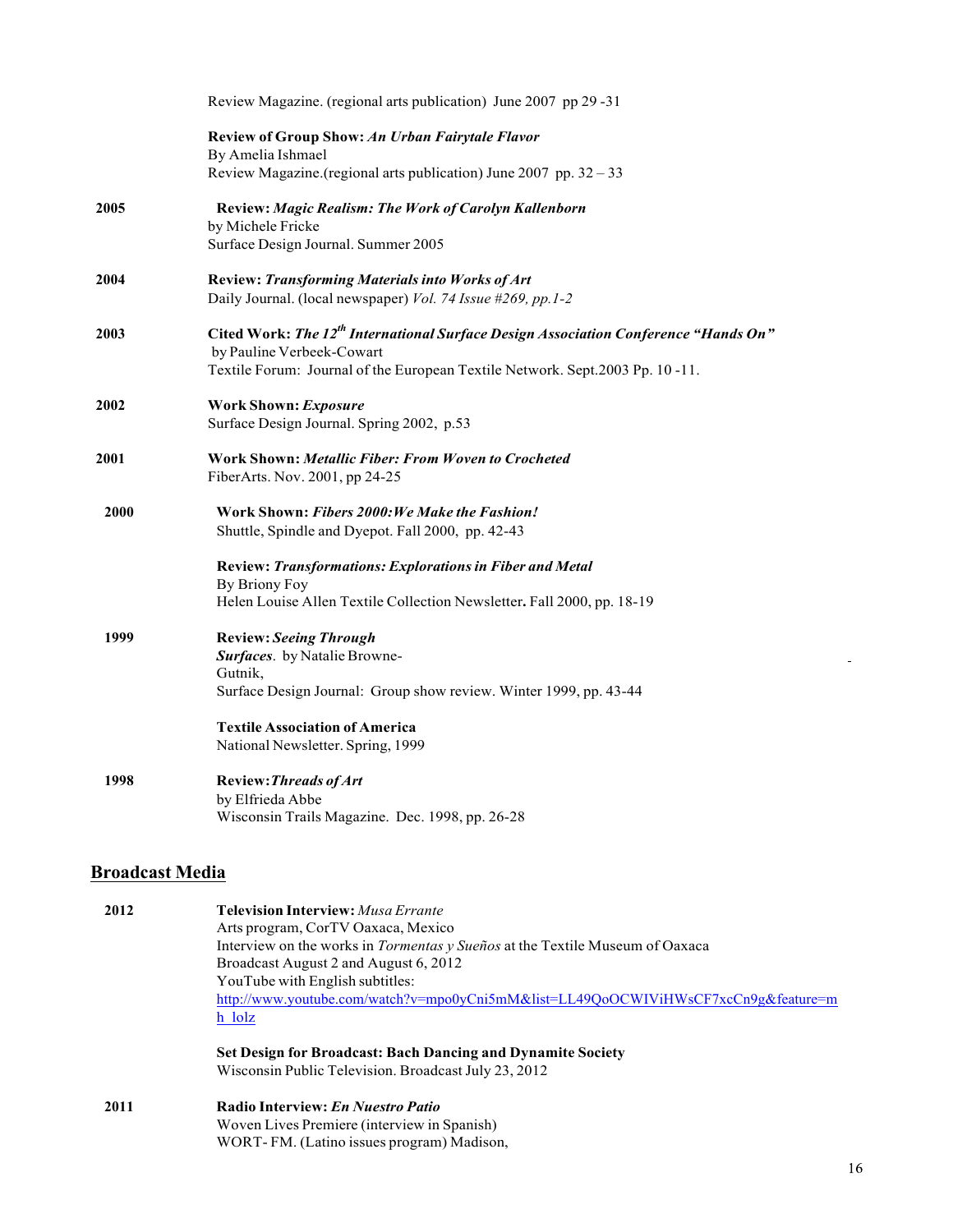Review Magazine. (regional arts publication) June 2007 pp 29 -31

**Review of Group Show: *An Urban Fairytale Flavor***
By Amelia Ishmael
Review Magazine.(regional arts publication) June 2007 pp. 32 – 33

**2005** **Review: *Magic Realism: The Work of Carolyn Kallenborn***
by Michele Fricke
Surface Design Journal. Summer 2005

**2004** **Review: *Transforming Materials into Works of Art***
Daily Journal. (local newspaper) *Vol. 74 Issue #269, pp.1-2*

**2003** **Cited Work: *The 12th International Surface Design Association Conference "Hands On"***
by Pauline Verbeek-Cowart
Textile Forum: Journal of the European Textile Network. Sept.2003 Pp. 10 -11.

**2002** **Work Shown: *Exposure***
Surface Design Journal. Spring 2002, p.53

**2001** **Work Shown: *Metallic Fiber: From Woven to Crocheted***
FiberArts. Nov. 2001, pp 24-25

**2000** **Work Shown: *Fibers 2000:We Make the Fashion!***
Shuttle, Spindle and Dyepot. Fall 2000, pp. 42-43

**Review: *Transformations: Explorations in Fiber and Metal***
By Briony Foy
Helen Louise Allen Textile Collection Newsletter**.** Fall 2000, pp. 18-19

**1999** **Review: *Seeing Through Surfaces*.** by Natalie Browne-Gutnik,
Surface Design Journal: Group show review. Winter 1999, pp. 43-44

**Textile Association of America**
National Newsletter. Spring, 1999

**1998** **Review: *Threads of Art***
by Elfrieda Abbe
Wisconsin Trails Magazine. Dec. 1998, pp. 26-28

## Broadcast Media

**2012** **Television Interview:** *Musa Errante*
Arts program, CorTV Oaxaca, Mexico
Interview on the works in *Tormentas y Sueños* at the Textile Museum of Oaxaca
Broadcast August 2 and August 6, 2012
YouTube with English subtitles:
http://www.youtube.com/watch?v=mpo0yCni5mM&list=LL49QoOCWIViHWsCF7xcCn9g&feature=mh_lolz

**Set Design for Broadcast: Bach Dancing and Dynamite Society**
Wisconsin Public Television. Broadcast July 23, 2012

**2011** **Radio Interview: *En Nuestro Patio***
Woven Lives Premiere (interview in Spanish)
WORT- FM. (Latino issues program) Madison,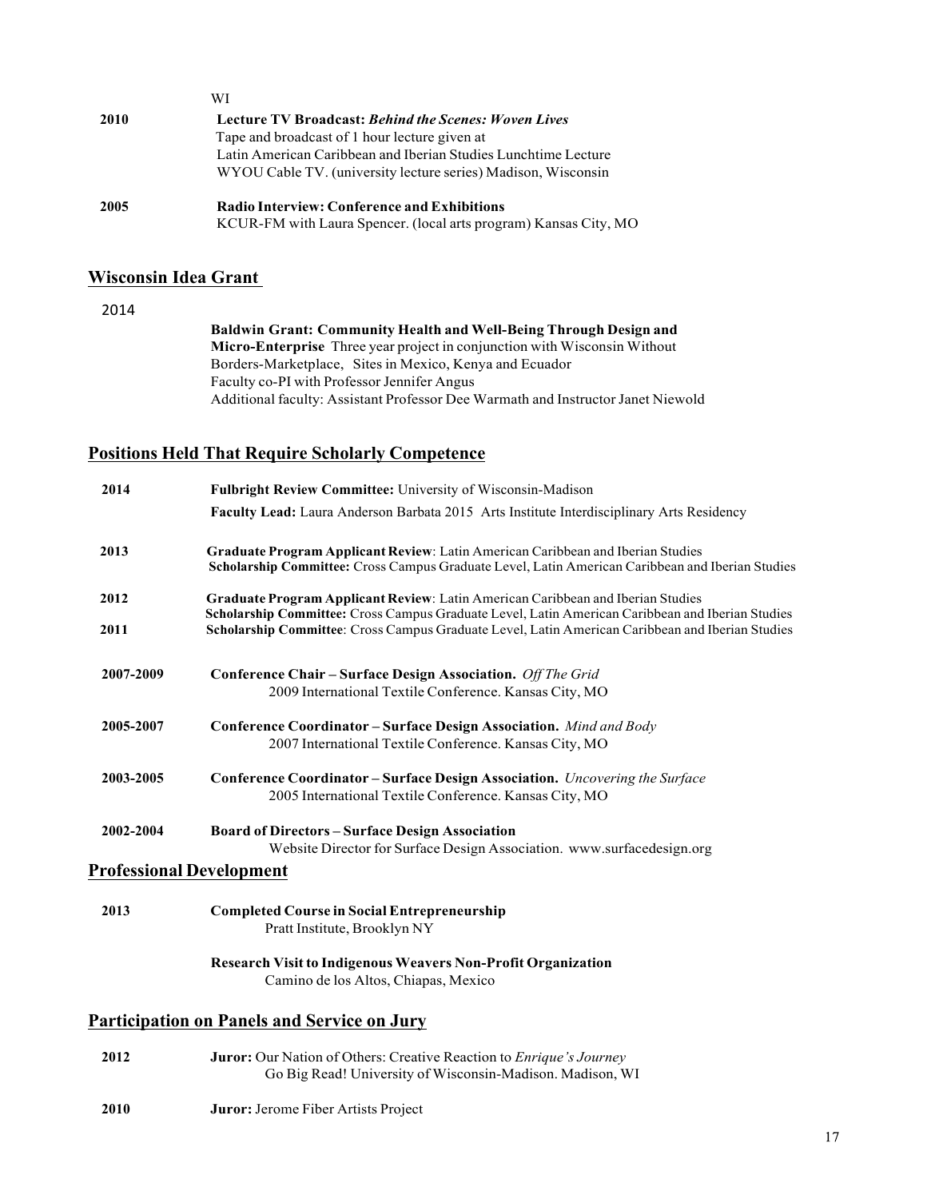WI

**2010** **Lecture TV Broadcast:** ***Behind the Scenes: Woven Lives***
Tape and broadcast of 1 hour lecture given at
Latin American Caribbean and Iberian Studies Lunchtime Lecture
WYOU Cable TV. (university lecture series) Madison, Wisconsin

**2005** **Radio Interview: Conference and Exhibitions**
KCUR-FM with Laura Spencer. (local arts program) Kansas City, MO

## Wisconsin Idea Grant

2014

**Baldwin Grant: Community Health and Well-Being Through Design and Micro-Enterprise** Three year project in conjunction with Wisconsin Without Borders-Marketplace, Sites in Mexico, Kenya and Ecuador
Faculty co-PI with Professor Jennifer Angus
Additional faculty: Assistant Professor Dee Warmath and Instructor Janet Niewold

## Positions Held That Require Scholarly Competence

**2014** **Fulbright Review Committee:** University of Wisconsin-Madison
**Faculty Lead:** Laura Anderson Barbata 2015 Arts Institute Interdisciplinary Arts Residency

**2013** **Graduate Program Applicant Review**: Latin American Caribbean and Iberian Studies
**Scholarship Committee:** Cross Campus Graduate Level, Latin American Caribbean and Iberian Studies

**2012** **Graduate Program Applicant Review**: Latin American Caribbean and Iberian Studies
**Scholarship Committee:** Cross Campus Graduate Level, Latin American Caribbean and Iberian Studies

**2011** **Scholarship Committee**: Cross Campus Graduate Level, Latin American Caribbean and Iberian Studies

**2007-2009** **Conference Chair – Surface Design Association.** *Off The Grid*
2009 International Textile Conference. Kansas City, MO

**2005-2007** **Conference Coordinator – Surface Design Association.** *Mind and Body*
2007 International Textile Conference. Kansas City, MO

**2003-2005** **Conference Coordinator – Surface Design Association.** *Uncovering the Surface*
2005 International Textile Conference. Kansas City, MO

**2002-2004** **Board of Directors – Surface Design Association**
Website Director for Surface Design Association. www.surfacedesign.org

## Professional Development

**2013** **Completed Course in Social Entrepreneurship**
Pratt Institute, Brooklyn NY

**Research Visit to Indigenous Weavers Non-Profit Organization**
Camino de los Altos, Chiapas, Mexico

## Participation on Panels and Service on Jury

**2012** **Juror:** Our Nation of Others: Creative Reaction to *Enrique's Journey*
Go Big Read! University of Wisconsin-Madison. Madison, WI

**2010** **Juror:** Jerome Fiber Artists Project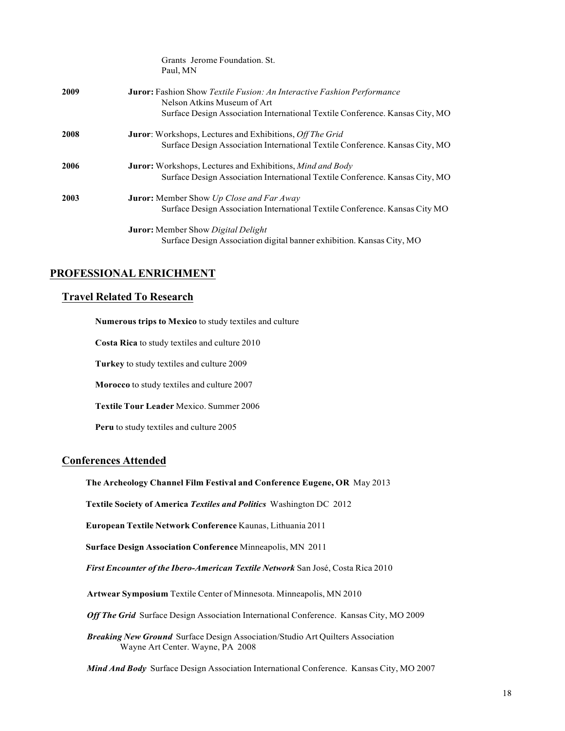Grants Jerome Foundation. St. Paul, MN

**2009** **Juror:** Fashion Show *Textile Fusion: An Interactive Fashion Performance*
Nelson Atkins Museum of Art
Surface Design Association International Textile Conference. Kansas City, MO

**2008** **Juror**: Workshops, Lectures and Exhibitions, *Off The Grid*
Surface Design Association International Textile Conference. Kansas City, MO

**2006** **Juror:** Workshops, Lectures and Exhibitions, *Mind and Body*
Surface Design Association International Textile Conference. Kansas City, MO

**2003** **Juror:** Member Show *Up Close and Far Away*
Surface Design Association International Textile Conference. Kansas City MO

**Juror:** Member Show *Digital Delight*
Surface Design Association digital banner exhibition. Kansas City, MO

## PROFESSIONAL ENRICHMENT

### Travel Related To Research

**Numerous trips to Mexico** to study textiles and culture

**Costa Rica** to study textiles and culture 2010

**Turkey** to study textiles and culture 2009

**Morocco** to study textiles and culture 2007

**Textile Tour Leader** Mexico. Summer 2006

**Peru** to study textiles and culture 2005

### Conferences Attended

**The Archeology Channel Film Festival and Conference Eugene, OR** May 2013

**Textile Society of America *Textiles and Politics*** Washington DC 2012

**European Textile Network Conference** Kaunas, Lithuania 2011

**Surface Design Association Conference** Minneapolis, MN 2011

***First Encounter of the Ibero-American Textile Network*** San José, Costa Rica 2010

**Artwear Symposium** Textile Center of Minnesota. Minneapolis, MN 2010

***Off The Grid*** Surface Design Association International Conference. Kansas City, MO 2009

***Breaking New Ground*** Surface Design Association/Studio Art Quilters Association
Wayne Art Center. Wayne, PA 2008

***Mind And Body*** Surface Design Association International Conference. Kansas City, MO 2007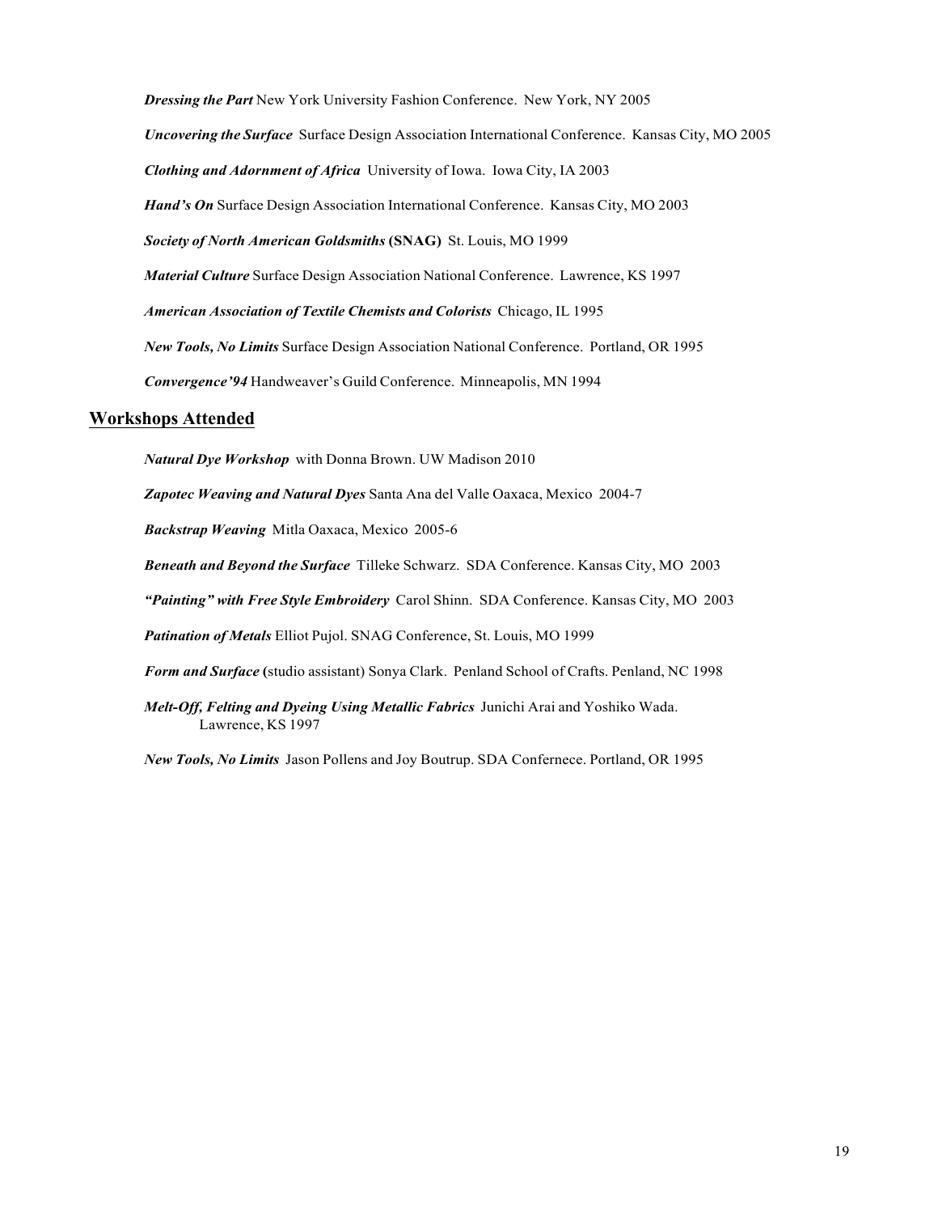***Dressing the Part*** New York University Fashion Conference. New York, NY 2005

***Uncovering the Surface*** Surface Design Association International Conference. Kansas City, MO 2005

***Clothing and Adornment of Africa*** University of Iowa. Iowa City, IA 2003

***Hand's On*** Surface Design Association International Conference. Kansas City, MO 2003

***Society of North American Goldsmiths* (SNAG)** St. Louis, MO 1999

***Material Culture*** Surface Design Association National Conference. Lawrence, KS 1997

***American Association of Textile Chemists and Colorists*** Chicago, IL 1995

***New Tools, No Limits*** Surface Design Association National Conference. Portland, OR 1995

***Convergence'94*** Handweaver's Guild Conference. Minneapolis, MN 1994

## Workshops Attended

***Natural Dye Workshop*** with Donna Brown. UW Madison 2010

***Zapotec Weaving and Natural Dyes*** Santa Ana del Valle Oaxaca, Mexico 2004-7

***Backstrap Weaving*** Mitla Oaxaca, Mexico 2005-6

***Beneath and Beyond the Surface*** Tilleke Schwarz. SDA Conference. Kansas City, MO 2003

***"Painting" with Free Style Embroidery*** Carol Shinn. SDA Conference. Kansas City, MO 2003

***Patination of Metals*** Elliot Pujol. SNAG Conference, St. Louis, MO 1999

***Form and Surface*** **(**studio assistant) Sonya Clark. Penland School of Crafts. Penland, NC 1998

***Melt-Off, Felting and Dyeing Using Metallic Fabrics*** Junichi Arai and Yoshiko Wada. Lawrence, KS 1997

***New Tools, No Limits*** Jason Pollens and Joy Boutrup. SDA Confernece. Portland, OR 1995